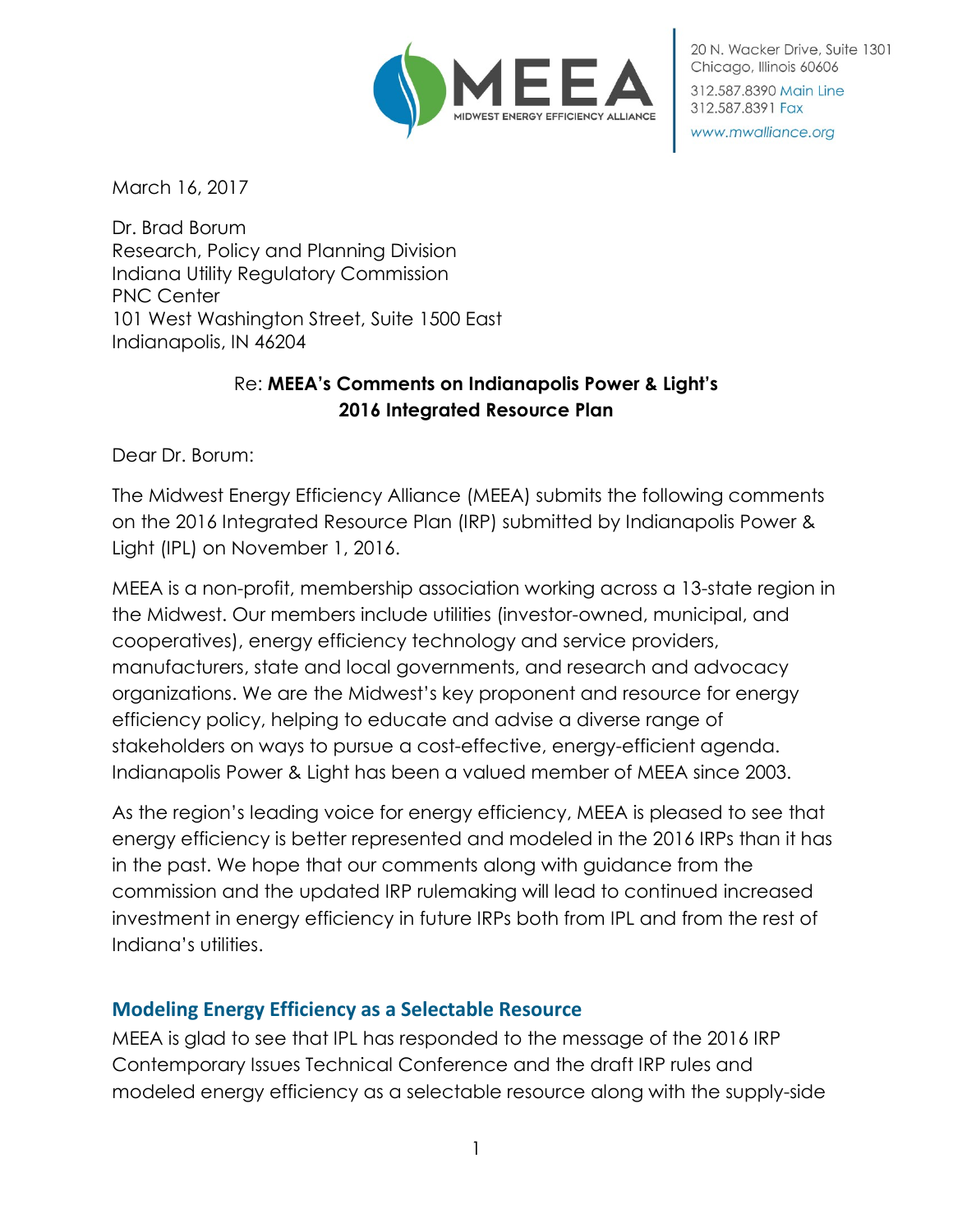MEEA
MIDWEST ENERGY EFFICIENCY ALLIANCE

20 N. Wacker Drive, Suite 1301
Chicago, Illinois 60606
312.587.8390 Main Line
312.587.8391 Fax
www.mwalliance.org

March 16, 2017

Dr. Brad Borum
Research, Policy and Planning Division
Indiana Utility Regulatory Commission
PNC Center
101 West Washington Street, Suite 1500 East
Indianapolis, IN 46204

Re: **MEEA's Comments on Indianapolis Power & Light's 2016 Integrated Resource Plan**

Dear Dr. Borum:

The Midwest Energy Efficiency Alliance (MEEA) submits the following comments on the 2016 Integrated Resource Plan (IRP) submitted by Indianapolis Power & Light (IPL) on November 1, 2016.

MEEA is a non-profit, membership association working across a 13-state region in the Midwest. Our members include utilities (investor-owned, municipal, and cooperatives), energy efficiency technology and service providers, manufacturers, state and local governments, and research and advocacy organizations. We are the Midwest's key proponent and resource for energy efficiency policy, helping to educate and advise a diverse range of stakeholders on ways to pursue a cost-effective, energy-efficient agenda. Indianapolis Power & Light has been a valued member of MEEA since 2003.

As the region's leading voice for energy efficiency, MEEA is pleased to see that energy efficiency is better represented and modeled in the 2016 IRPs than it has in the past. We hope that our comments along with guidance from the commission and the updated IRP rulemaking will lead to continued increased investment in energy efficiency in future IRPs both from IPL and from the rest of Indiana's utilities.

## Modeling Energy Efficiency as a Selectable Resource

MEEA is glad to see that IPL has responded to the message of the 2016 IRP Contemporary Issues Technical Conference and the draft IRP rules and modeled energy efficiency as a selectable resource along with the supply-side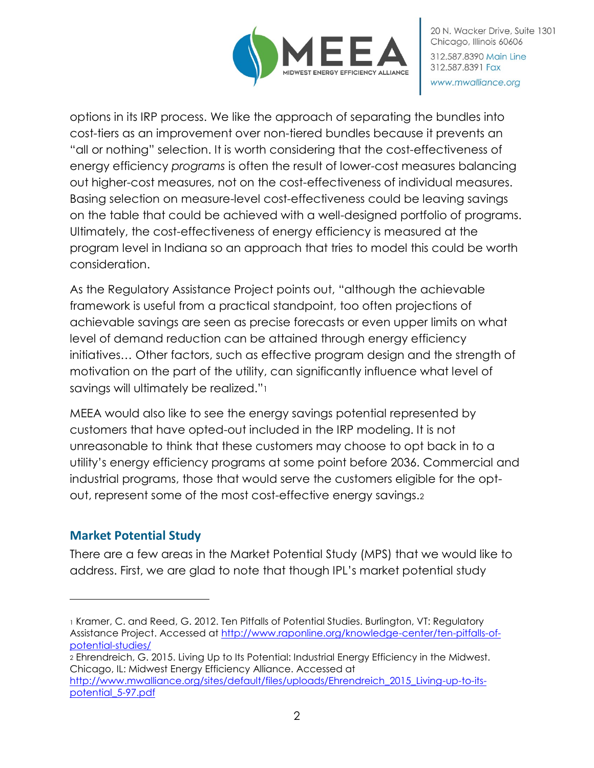options in its IRP process. We like the approach of separating the bundles into cost-tiers as an improvement over non-tiered bundles because it prevents an "all or nothing" selection. It is worth considering that the cost-effectiveness of energy efficiency *programs* is often the result of lower-cost measures balancing out higher-cost measures, not on the cost-effectiveness of individual measures. Basing selection on measure-level cost-effectiveness could be leaving savings on the table that could be achieved with a well-designed portfolio of programs. Ultimately, the cost-effectiveness of energy efficiency is measured at the program level in Indiana so an approach that tries to model this could be worth consideration.

As the Regulatory Assistance Project points out, "although the achievable framework is useful from a practical standpoint, too often projections of achievable savings are seen as precise forecasts or even upper limits on what level of demand reduction can be attained through energy efficiency initiatives… Other factors, such as effective program design and the strength of motivation on the part of the utility, can significantly influence what level of savings will ultimately be realized."[1]

MEEA would also like to see the energy savings potential represented by customers that have opted-out included in the IRP modeling. It is not unreasonable to think that these customers may choose to opt back in to a utility's energy efficiency programs at some point before 2036. Commercial and industrial programs, those that would serve the customers eligible for the opt-out, represent some of the most cost-effective energy savings.[2]

## Market Potential Study

There are a few areas in the Market Potential Study (MPS) that we would like to address. First, we are glad to note that though IPL's market potential study

---

[1] Kramer, C. and Reed, G. 2012. Ten Pitfalls of Potential Studies. Burlington, VT: Regulatory Assistance Project. Accessed at http://www.raponline.org/knowledge-center/ten-pitfalls-of-potential-studies/

[2] Ehrendreich, G. 2015. Living Up to Its Potential: Industrial Energy Efficiency in the Midwest. Chicago, IL: Midwest Energy Efficiency Alliance. Accessed at http://www.mwalliance.org/sites/default/files/uploads/Ehrendreich_2015_Living-up-to-its-potential_5-97.pdf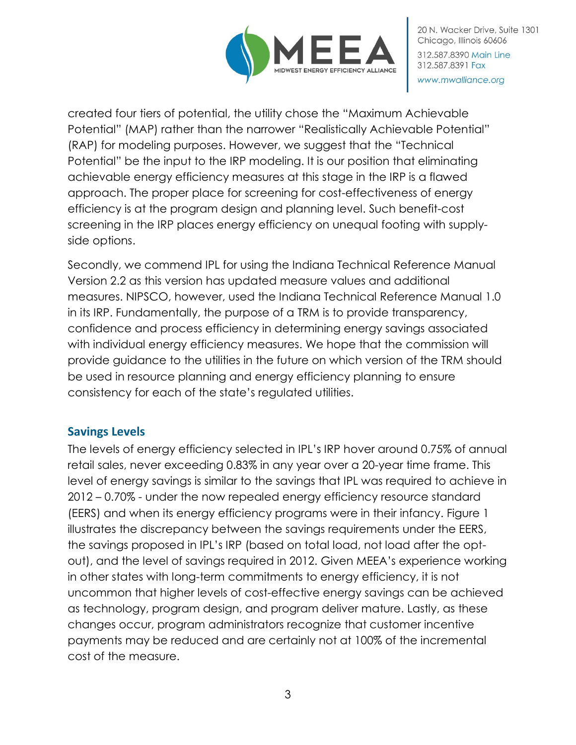created four tiers of potential, the utility chose the "Maximum Achievable Potential" (MAP) rather than the narrower "Realistically Achievable Potential" (RAP) for modeling purposes. However, we suggest that the "Technical Potential" be the input to the IRP modeling. It is our position that eliminating achievable energy efficiency measures at this stage in the IRP is a flawed approach. The proper place for screening for cost-effectiveness of energy efficiency is at the program design and planning level. Such benefit-cost screening in the IRP places energy efficiency on unequal footing with supply-side options.

Secondly, we commend IPL for using the Indiana Technical Reference Manual Version 2.2 as this version has updated measure values and additional measures. NIPSCO, however, used the Indiana Technical Reference Manual 1.0 in its IRP. Fundamentally, the purpose of a TRM is to provide transparency, confidence and process efficiency in determining energy savings associated with individual energy efficiency measures. We hope that the commission will provide guidance to the utilities in the future on which version of the TRM should be used in resource planning and energy efficiency planning to ensure consistency for each of the state's regulated utilities.

## Savings Levels

The levels of energy efficiency selected in IPL's IRP hover around 0.75% of annual retail sales, never exceeding 0.83% in any year over a 20-year time frame. This level of energy savings is similar to the savings that IPL was required to achieve in 2012 – 0.70% - under the now repealed energy efficiency resource standard (EERS) and when its energy efficiency programs were in their infancy. Figure 1 illustrates the discrepancy between the savings requirements under the EERS, the savings proposed in IPL's IRP (based on total load, not load after the opt-out), and the level of savings required in 2012. Given MEEA's experience working in other states with long-term commitments to energy efficiency, it is not uncommon that higher levels of cost-effective energy savings can be achieved as technology, program design, and program deliver mature. Lastly, as these changes occur, program administrators recognize that customer incentive payments may be reduced and are certainly not at 100% of the incremental cost of the measure.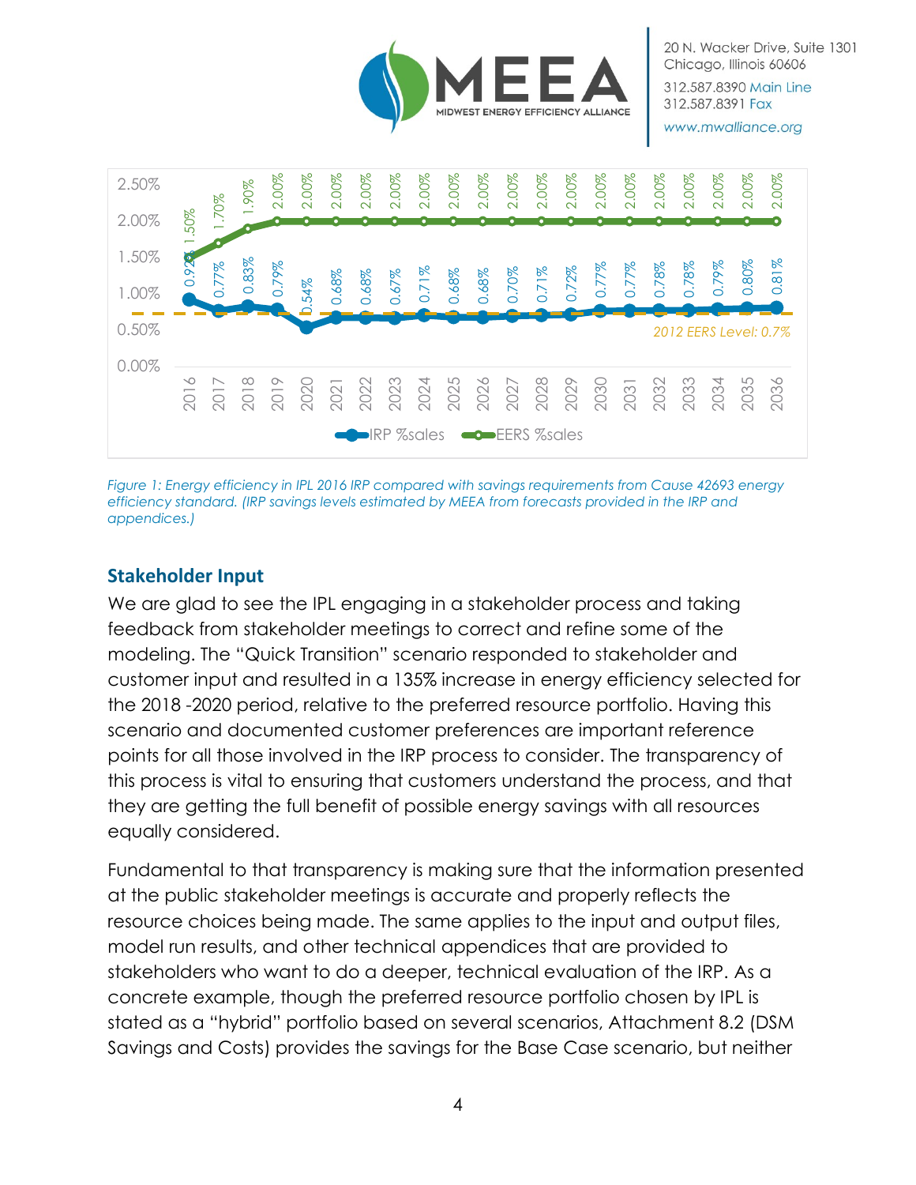| Year | IRP %sales | EERS %sales |
|---|---|---|
| 2016 | 0.92% | 1.50% |
| 2017 | 0.77% | 1.70% |
| 2018 | 0.83% | 1.90% |
| 2019 | 0.79% | 2.00% |
| 2020 | 0.54% | 2.00% |
| 2021 | 0.68% | 2.00% |
| 2022 | 0.68% | 2.00% |
| 2023 | 0.67% | 2.00% |
| 2024 | 0.71% | 2.00% |
| 2025 | 0.68% | 2.00% |
| 2026 | 0.68% | 2.00% |
| 2027 | 0.70% | 2.00% |
| 2028 | 0.71% | 2.00% |
| 2029 | 0.72% | 2.00% |
| 2030 | 0.77% | 2.00% |
| 2031 | 0.77% | 2.00% |
| 2032 | 0.78% | 2.00% |
| 2033 | 0.78% | 2.00% |
| 2034 | 0.79% | 2.00% |
| 2035 | 0.80% | 2.00% |
| 2036 | 0.81% | 2.00% |

2012 EERS Level: 0.7%

*Figure 1: Energy efficiency in IPL 2016 IRP compared with savings requirements from Cause 42693 energy efficiency standard. (IRP savings levels estimated by MEEA from forecasts provided in the IRP and appendices.)*

## Stakeholder Input

We are glad to see the IPL engaging in a stakeholder process and taking feedback from stakeholder meetings to correct and refine some of the modeling. The "Quick Transition" scenario responded to stakeholder and customer input and resulted in a 135% increase in energy efficiency selected for the 2018 -2020 period, relative to the preferred resource portfolio. Having this scenario and documented customer preferences are important reference points for all those involved in the IRP process to consider. The transparency of this process is vital to ensuring that customers understand the process, and that they are getting the full benefit of possible energy savings with all resources equally considered.

Fundamental to that transparency is making sure that the information presented at the public stakeholder meetings is accurate and properly reflects the resource choices being made. The same applies to the input and output files, model run results, and other technical appendices that are provided to stakeholders who want to do a deeper, technical evaluation of the IRP. As a concrete example, though the preferred resource portfolio chosen by IPL is stated as a "hybrid" portfolio based on several scenarios, Attachment 8.2 (DSM Savings and Costs) provides the savings for the Base Case scenario, but neither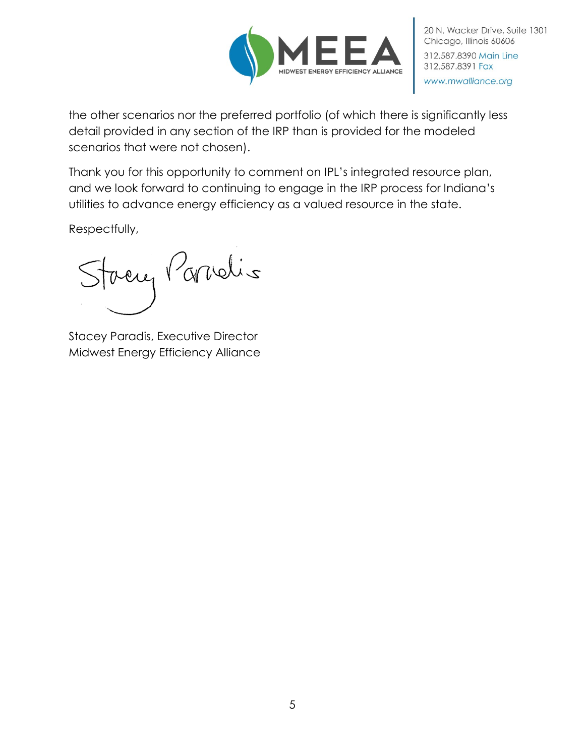the other scenarios nor the preferred portfolio (of which there is significantly less detail provided in any section of the IRP than is provided for the modeled scenarios that were not chosen).

Thank you for this opportunity to comment on IPL's integrated resource plan, and we look forward to continuing to engage in the IRP process for Indiana's utilities to advance energy efficiency as a valued resource in the state.

Respectfully,

Stacey Paradis

Stacey Paradis, Executive Director
Midwest Energy Efficiency Alliance